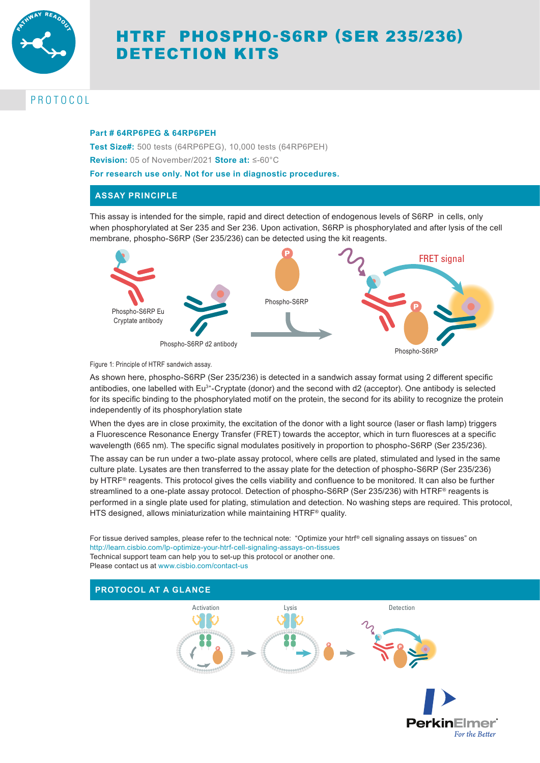# HTRF PHOSPHO-S6RP (SER 235/236) DETECTION KITS

PROTOCOL

**Part # 64RP6PEG & 64RP6PEH**

**Test Size#:** 500 tests (64RP6PEG), 10,000 tests (64RP6PEH)

**Revision:** 05 of November/2021 **Store at:** ≤-60°C

**For research use only. Not for use in diagnostic procedures.**

## ASSAY PRINCIPLE

This assay is intended for the simple, rapid and direct detection of endogenous levels of S6RP in cells, only when phosphorylated at Ser 235 and Ser 236. Upon activation, S6RP is phosphorylated and after lysis of the cell membrane, phospho-S6RP (Ser 235/236) can be detected using the kit reagents.

Figure 1: Principle of HTRF sandwich assay.

As shown here, phospho-S6RP (Ser 235/236) is detected in a sandwich assay format using 2 different specific antibodies, one labelled with $Eu^{3+}$-Cryptate (donor) and the second with d2 (acceptor). One antibody is selected for its specific binding to the phosphorylated motif on the protein, the second for its ability to recognize the protein independently of its phosphorylation state

When the dyes are in close proximity, the excitation of the donor with a light source (laser or flash lamp) triggers a Fluorescence Resonance Energy Transfer (FRET) towards the acceptor, which in turn fluoresces at a specific wavelength (665 nm). The specific signal modulates positively in proportion to phospho-S6RP (Ser 235/236).

The assay can be run under a two-plate assay protocol, where cells are plated, stimulated and lysed in the same culture plate. Lysates are then transferred to the assay plate for the detection of phospho-S6RP (Ser 235/236) by HTRF® reagents. This protocol gives the cells viability and confluence to be monitored. It can also be further streamlined to a one-plate assay protocol. Detection of phospho-S6RP (Ser 235/236) with HTRF® reagents is performed in a single plate used for plating, stimulation and detection. No washing steps are required. This protocol, HTS designed, allows miniaturization while maintaining HTRF® quality.

For tissue derived samples, please refer to the technical note: "Optimize your htrf® cell signaling assays on tissues" on http://learn.cisbio.com/lp-optimize-your-htrf-cell-signaling-assays-on-tissues
Technical support team can help you to set-up this protocol or another one.
Please contact us at www.cisbio.com/contact-us

## PROTOCOL AT A GLANCE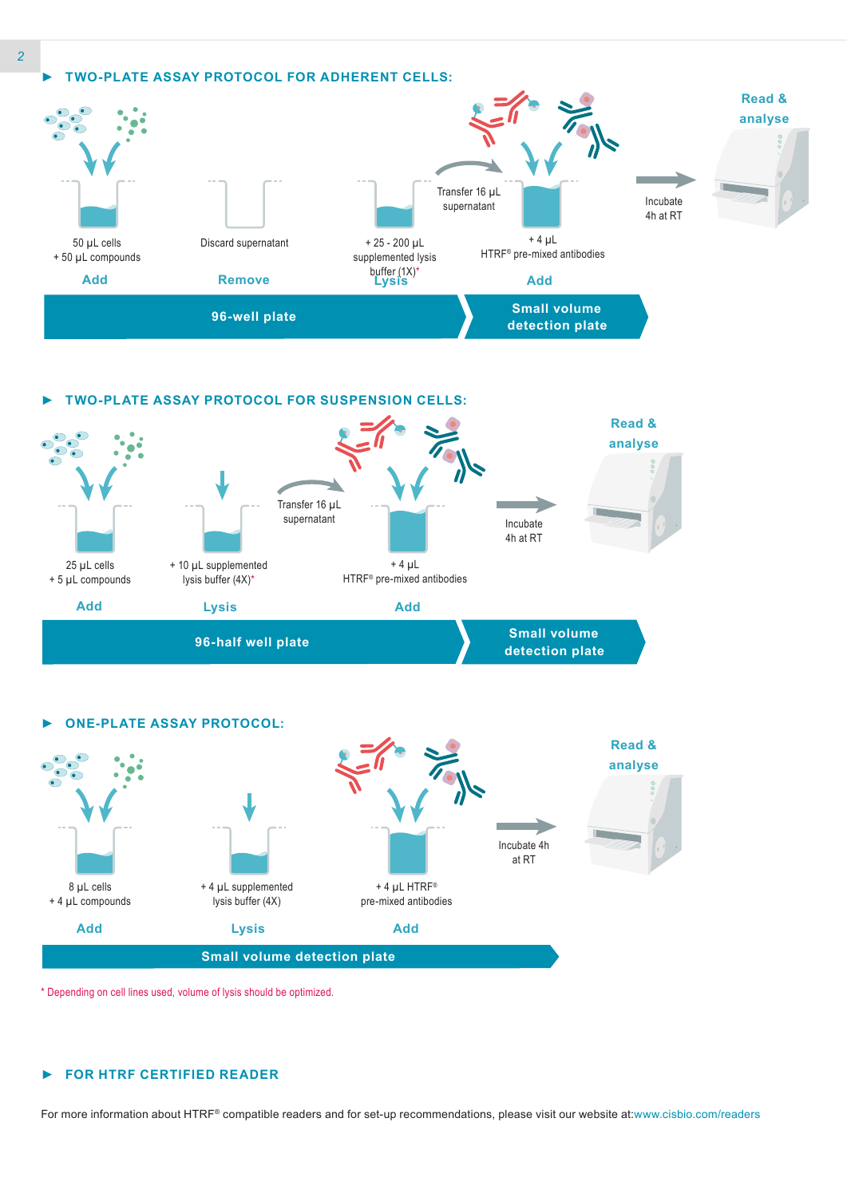## TWO-PLATE ASSAY PROTOCOL FOR ADHERENT CELLS:

**Add** — 50 µL cells + 50 µL compounds

**Remove** — Discard supernatant

**Lysis** — + 25 - 200 µL supplemented lysis buffer (1X)*

Transfer 16 µL supernatant

**Add** — + 4 µL HTRF® pre-mixed antibodies

Incubate 4h at RT

**Read & analyse**

96-well plate | Small volume detection plate

## TWO-PLATE ASSAY PROTOCOL FOR SUSPENSION CELLS:

**Add** — 25 µL cells + 5 µL compounds

**Lysis** — + 10 µL supplemented lysis buffer (4X)*

Transfer 16 µL supernatant

**Add** — + 4 µL HTRF® pre-mixed antibodies

Incubate 4h at RT

**Read & analyse**

96-half well plate | Small volume detection plate

## ONE-PLATE ASSAY PROTOCOL:

**Add** — 8 µL cells + 4 µL compounds

**Lysis** — + 4 µL supplemented lysis buffer (4X)

**Add** — + 4 µL HTRF® pre-mixed antibodies

Incubate 4h at RT

**Read & analyse**

Small volume detection plate

* Depending on cell lines used, volume of lysis should be optimized.

## FOR HTRF CERTIFIED READER

For more information about HTRF® compatible readers and for set-up recommendations, please visit our website at:www.cisbio.com/readers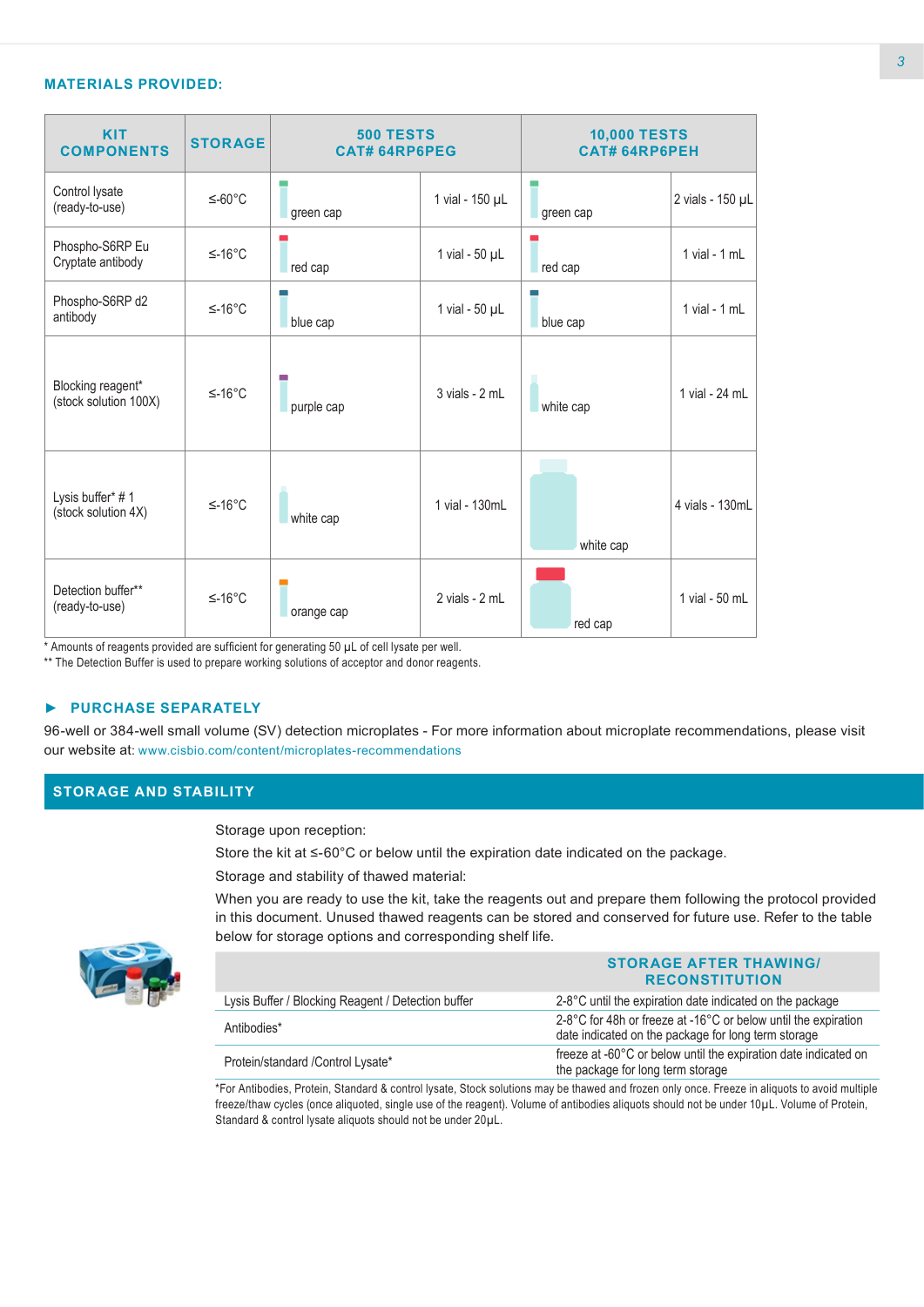## MATERIALS PROVIDED:

| KIT COMPONENTS | STORAGE | 500 TESTS CAT# 64RP6PEG | | 10,000 TESTS CAT# 64RP6PEH | |
|---|---|---|---|---|---|
| Control lysate (ready-to-use) | ≤-60°C | green cap | 1 vial - 150 µL | green cap | 2 vials - 150 µL |
| Phospho-S6RP Eu Cryptate antibody | ≤-16°C | red cap | 1 vial - 50 µL | red cap | 1 vial - 1 mL |
| Phospho-S6RP d2 antibody | ≤-16°C | blue cap | 1 vial - 50 µL | blue cap | 1 vial - 1 mL |
| Blocking reagent* (stock solution 100X) | ≤-16°C | purple cap | 3 vials - 2 mL | white cap | 1 vial - 24 mL |
| Lysis buffer* # 1 (stock solution 4X) | ≤-16°C | white cap | 1 vial - 130mL | white cap | 4 vials - 130mL |
| Detection buffer** (ready-to-use) | ≤-16°C | orange cap | 2 vials - 2 mL | red cap | 1 vial - 50 mL |

* Amounts of reagents provided are sufficient for generating 50 µL of cell lysate per well.
** The Detection Buffer is used to prepare working solutions of acceptor and donor reagents.

### ► PURCHASE SEPARATELY

96-well or 384-well small volume (SV) detection microplates - For more information about microplate recommendations, please visit our website at: www.cisbio.com/content/microplates-recommendations

## STORAGE AND STABILITY

Storage upon reception:

Store the kit at ≤-60°C or below until the expiration date indicated on the package.

Storage and stability of thawed material:

When you are ready to use the kit, take the reagents out and prepare them following the protocol provided in this document. Unused thawed reagents can be stored and conserved for future use. Refer to the table below for storage options and corresponding shelf life.

| | STORAGE AFTER THAWING/ RECONSTITUTION |
|---|---|
| Lysis Buffer / Blocking Reagent / Detection buffer | 2-8°C until the expiration date indicated on the package |
| Antibodies* | 2-8°C for 48h or freeze at -16°C or below until the expiration date indicated on the package for long term storage |
| Protein/standard /Control Lysate* | freeze at -60°C or below until the expiration date indicated on the package for long term storage |

*For Antibodies, Protein, Standard & control lysate, Stock solutions may be thawed and frozen only once. Freeze in aliquots to avoid multiple freeze/thaw cycles (once aliquoted, single use of the reagent). Volume of antibodies aliquots should not be under 10µL. Volume of Protein, Standard & control lysate aliquots should not be under 20µL.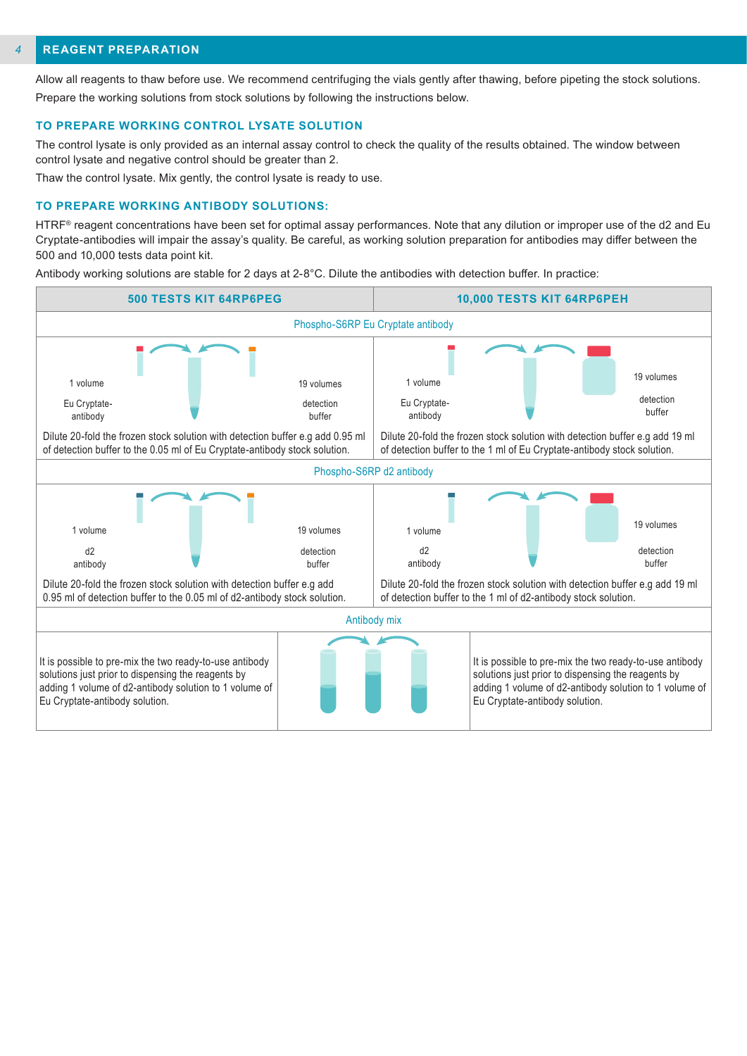## 4 REAGENT PREPARATION

Allow all reagents to thaw before use. We recommend centrifuging the vials gently after thawing, before pipeting the stock solutions. Prepare the working solutions from stock solutions by following the instructions below.

### TO PREPARE WORKING CONTROL LYSATE SOLUTION

The control lysate is only provided as an internal assay control to check the quality of the results obtained. The window between control lysate and negative control should be greater than 2.

Thaw the control lysate. Mix gently, the control lysate is ready to use.

### TO PREPARE WORKING ANTIBODY SOLUTIONS:

HTRF® reagent concentrations have been set for optimal assay performances. Note that any dilution or improper use of the d2 and Eu Cryptate-antibodies will impair the assay's quality. Be careful, as working solution preparation for antibodies may differ between the 500 and 10,000 tests data point kit.

Antibody working solutions are stable for 2 days at 2-8°C. Dilute the antibodies with detection buffer. In practice:

| 500 TESTS KIT 64RP6PEG | 10,000 TESTS KIT 64RP6PEH |
|---|---|
| **Phospho-S6RP Eu Cryptate antibody** | |
| 1 volume Eu Cryptate-antibody; 19 volumes detection buffer | 1 volume Eu Cryptate-antibody; 19 volumes detection buffer |
| Dilute 20-fold the frozen stock solution with detection buffer e.g add 0.95 ml of detection buffer to the 0.05 ml of Eu Cryptate-antibody stock solution. | Dilute 20-fold the frozen stock solution with detection buffer e.g add 19 ml of detection buffer to the 1 ml of Eu Cryptate-antibody stock solution. |
| **Phospho-S6RP d2 antibody** | |
| 1 volume d2 antibody; 19 volumes detection buffer | 1 volume d2 antibody; 19 volumes detection buffer |
| Dilute 20-fold the frozen stock solution with detection buffer e.g add 0.95 ml of detection buffer to the 0.05 ml of d2-antibody stock solution. | Dilute 20-fold the frozen stock solution with detection buffer e.g add 19 ml of detection buffer to the 1 ml of d2-antibody stock solution. |
| **Antibody mix** | |
| It is possible to pre-mix the two ready-to-use antibody solutions just prior to dispensing the reagents by adding 1 volume of d2-antibody solution to 1 volume of Eu Cryptate-antibody solution. | It is possible to pre-mix the two ready-to-use antibody solutions just prior to dispensing the reagents by adding 1 volume of d2-antibody solution to 1 volume of Eu Cryptate-antibody solution. |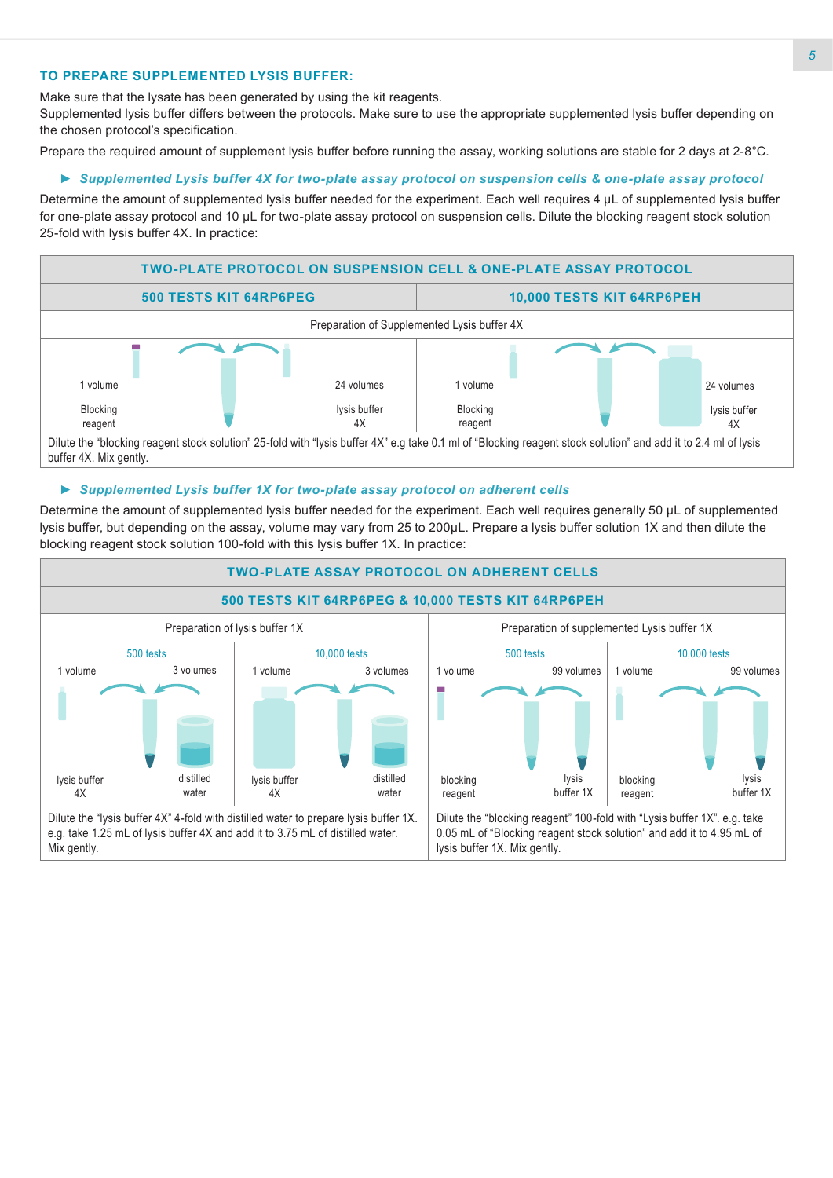### TO PREPARE SUPPLEMENTED LYSIS BUFFER:

Make sure that the lysate has been generated by using the kit reagents.
Supplemented lysis buffer differs between the protocols. Make sure to use the appropriate supplemented lysis buffer depending on the chosen protocol's specification.

Prepare the required amount of supplement lysis buffer before running the assay, working solutions are stable for 2 days at 2-8°C.

#### ► *Supplemented Lysis buffer 4X for two-plate assay protocol on suspension cells & one-plate assay protocol*

Determine the amount of supplemented lysis buffer needed for the experiment. Each well requires 4 µL of supplemented lysis buffer for one-plate assay protocol and 10 µL for two-plate assay protocol on suspension cells. Dilute the blocking reagent stock solution 25-fold with lysis buffer 4X. In practice:

| TWO-PLATE PROTOCOL ON SUSPENSION CELL & ONE-PLATE ASSAY PROTOCOL | |
|---|---|
| **500 TESTS KIT 64RP6PEG** | **10,000 TESTS KIT 64RP6PEH** |
| Preparation of Supplemented Lysis buffer 4X | |
| 1 volume Blocking reagent → 24 volumes lysis buffer 4X | 1 volume Blocking reagent → 24 volumes lysis buffer 4X |
| Dilute the "blocking reagent stock solution" 25-fold with "lysis buffer 4X" e.g take 0.1 ml of "Blocking reagent stock solution" and add it to 2.4 ml of lysis buffer 4X. Mix gently. | |

#### ► *Supplemented Lysis buffer 1X for two-plate assay protocol on adherent cells*

Determine the amount of supplemented lysis buffer needed for the experiment. Each well requires generally 50 µL of supplemented lysis buffer, but depending on the assay, volume may vary from 25 to 200µL. Prepare a lysis buffer solution 1X and then dilute the blocking reagent stock solution 100-fold with this lysis buffer 1X. In practice:

| TWO-PLATE ASSAY PROTOCOL ON ADHERENT CELLS | | | |
|---|---|---|---|
| **500 TESTS KIT 64RP6PEG & 10,000 TESTS KIT 64RP6PEH** | | | |
| Preparation of lysis buffer 1X | | Preparation of supplemented Lysis buffer 1X | |
| 500 tests | 10,000 tests | 500 tests | 10,000 tests |
| 1 volume lysis buffer 4X → 3 volumes distilled water | 1 volume lysis buffer 4X → 3 volumes distilled water | 1 volume blocking reagent → 99 volumes lysis buffer 1X | 1 volume blocking reagent → 99 volumes lysis buffer 1X |
| Dilute the "lysis buffer 4X" 4-fold with distilled water to prepare lysis buffer 1X. e.g. take 1.25 mL of lysis buffer 4X and add it to 3.75 mL of distilled water. Mix gently. | | Dilute the "blocking reagent" 100-fold with "Lysis buffer 1X". e.g. take 0.05 mL of "Blocking reagent stock solution" and add it to 4.95 mL of lysis buffer 1X. Mix gently. | |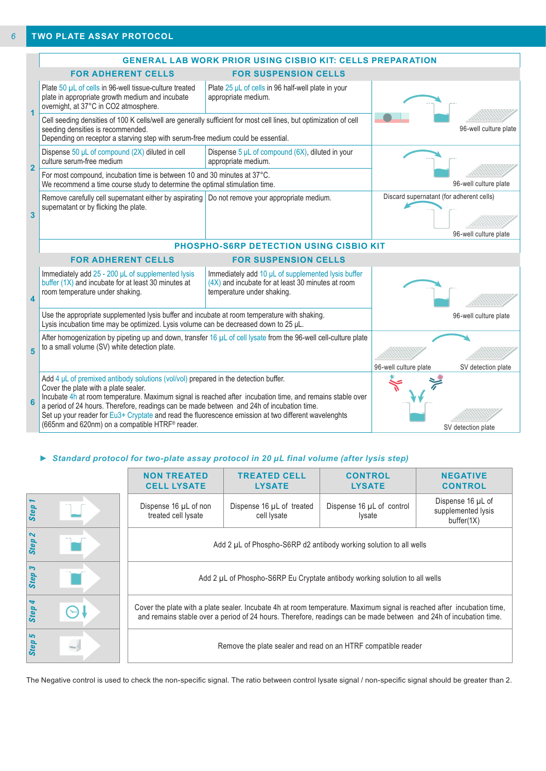## TWO PLATE ASSAY PROTOCOL

### GENERAL LAB WORK PRIOR USING CISBIO KIT: CELLS PREPARATION

| Step | FOR ADHERENT CELLS | FOR SUSPENSION CELLS | |
|---|---|---|---|
| 1 | Plate 50 µL of cells in 96-well tissue-culture treated plate in appropriate growth medium and incubate overnight, at 37°C in CO2 atmosphere. | Plate 25 µL of cells in 96 half-well plate in your appropriate medium. | 96-well culture plate |
| | Cell seeding densities of 100 K cells/well are generally sufficient for most cell lines, but optimization of cell seeding densities is recommended.<br>Depending on receptor a starving step with serum-free medium could be essential. | | |
| 2 | Dispense 50 µL of compound (2X) diluted in cell culture serum-free medium | Dispense 5 µL of compound (6X), diluted in your appropriate medium. | 96-well culture plate |
| | For most compound, incubation time is between 10 and 30 minutes at 37°C.<br>We recommend a time course study to determine the optimal stimulation time. | | |
| 3 | Remove carefully cell supernatant either by aspirating supernatant or by flicking the plate. | Do not remove your appropriate medium. | Discard supernatant (for adherent cells)<br>96-well culture plate |

### PHOSPHO-S6RP DETECTION USING CISBIO KIT

| Step | FOR ADHERENT CELLS | FOR SUSPENSION CELLS | |
|---|---|---|---|
| 4 | Immediately add 25 - 200 µL of supplemented lysis buffer (1X) and incubate for at least 30 minutes at room temperature under shaking. | Immediately add 10 µL of supplemented lysis buffer (4X) and incubate for at least 30 minutes at room temperature under shaking. | 96-well culture plate |
| | Use the appropriate supplemented lysis buffer and incubate at room temperature with shaking.<br>Lysis incubation time may be optimized. Lysis volume can be decreased down to 25 µL. | | |
| 5 | After homogenization by pipeting up and down, transfer 16 µL of cell lysate from the 96-well cell-culture plate to a small volume (SV) white detection plate. | | 96-well culture plate → SV detection plate |
| 6 | Add 4 µL of premixed antibody solutions (vol/vol) prepared in the detection buffer.<br>Cover the plate with a plate sealer.<br>Incubate 4h at room temperature. Maximum signal is reached after incubation time, and remains stable over a period of 24 hours. Therefore, readings can be made between and 24h of incubation time.<br>Set up your reader for Eu3+ Cryptate and read the fluorescence emission at two different wavelengths (665nm and 620nm) on a compatible HTRF® reader. | | SV detection plate |

► *Standard protocol for two-plate assay protocol in 20 µL final volume (after lysis step)*

| | NON TREATED CELL LYSATE | TREATED CELL LYSATE | CONTROL LYSATE | NEGATIVE CONTROL |
|---|---|---|---|---|
| Step 1 | Dispense 16 µL of non treated cell lysate | Dispense 16 µL of treated cell lysate | Dispense 16 µL of control lysate | Dispense 16 µL of supplemented lysis buffer(1X) |
| Step 2 | Add 2 µL of Phospho-S6RP d2 antibody working solution to all wells | | | |
| Step 3 | Add 2 µL of Phospho-S6RP Eu Cryptate antibody working solution to all wells | | | |
| Step 4 | Cover the plate with a plate sealer. Incubate 4h at room temperature. Maximum signal is reached after incubation time, and remains stable over a period of 24 hours. Therefore, readings can be made between and 24h of incubation time. | | | |
| Step 5 | Remove the plate sealer and read on an HTRF compatible reader | | | |

The Negative control is used to check the non-specific signal. The ratio between control lysate signal / non-specific signal should be greater than 2.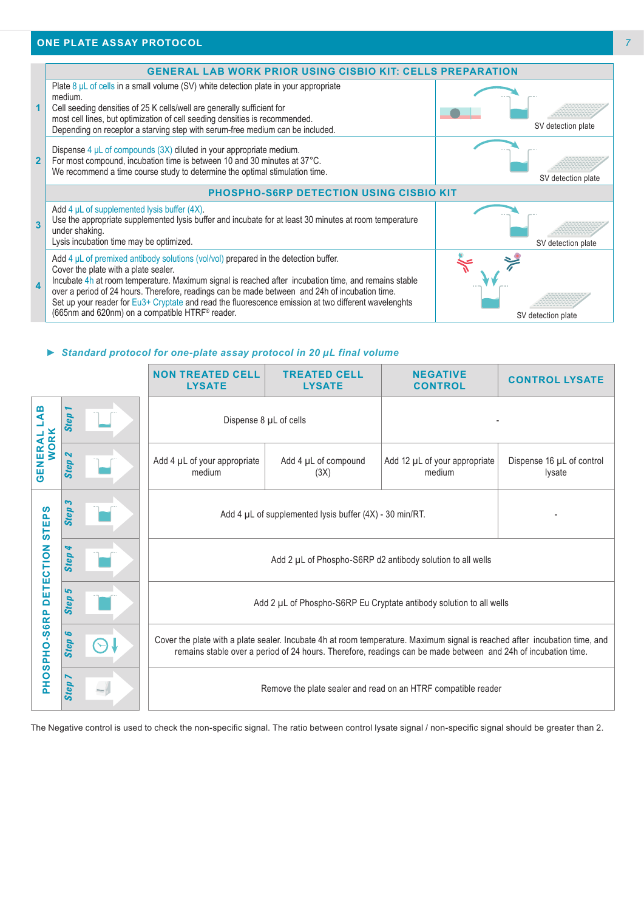## ONE PLATE ASSAY PROTOCOL

| | GENERAL LAB WORK PRIOR USING CISBIO KIT: CELLS PREPARATION | |
|---|---|---|
| 1 | Plate 8 µL of cells in a small volume (SV) white detection plate in your appropriate medium.<br>Cell seeding densities of 25 K cells/well are generally sufficient for most cell lines, but optimization of cell seeding densities is recommended.<br>Depending on receptor a starving step with serum-free medium can be included. | SV detection plate |
| 2 | Dispense 4 µL of compounds (3X) diluted in your appropriate medium.<br>For most compound, incubation time is between 10 and 30 minutes at 37°C.<br>We recommend a time course study to determine the optimal stimulation time. | SV detection plate |
| | **PHOSPHO-S6RP DETECTION USING CISBIO KIT** | |
| 3 | Add 4 µL of supplemented lysis buffer (4X).<br>Use the appropriate supplemented lysis buffer and incubate for at least 30 minutes at room temperature under shaking.<br>Lysis incubation time may be optimized. | SV detection plate |
| 4 | Add 4 µL of premixed antibody solutions (vol/vol) prepared in the detection buffer.<br>Cover the plate with a plate sealer.<br>Incubate 4h at room temperature. Maximum signal is reached after incubation time, and remains stable over a period of 24 hours. Therefore, readings can be made between and 24h of incubation time.<br>Set up your reader for Eu3+ Cryptate and read the fluorescence emission at two different wavelenghts (665nm and 620nm) on a compatible HTRF® reader. | SV detection plate |

► ***Standard protocol for one-plate assay protocol in 20 µL final volume***

| | | NON TREATED CELL LYSATE | TREATED CELL LYSATE | NEGATIVE CONTROL | CONTROL LYSATE |
|---|---|---|---|---|---|
| GENERAL LAB WORK | Step 1 | Dispense 8 µL of cells | | - | |
| | Step 2 | Add 4 µL of your appropriate medium | Add 4 µL of compound (3X) | Add 12 µL of your appropriate medium | Dispense 16 µL of control lysate |
| PHOSPHO-S6RP DETECTION STEPS | Step 3 | Add 4 µL of supplemented lysis buffer (4X) - 30 min/RT. | | | - |
| | Step 4 | Add 2 µL of Phospho-S6RP d2 antibody solution to all wells | | | |
| | Step 5 | Add 2 µL of Phospho-S6RP Eu Cryptate antibody solution to all wells | | | |
| | Step 6 | Cover the plate with a plate sealer. Incubate 4h at room temperature. Maximum signal is reached after incubation time, and remains stable over a period of 24 hours. Therefore, readings can be made between and 24h of incubation time. | | | |
| | Step 7 | Remove the plate sealer and read on an HTRF compatible reader | | | |

The Negative control is used to check the non-specific signal. The ratio between control lysate signal / non-specific signal should be greater than 2.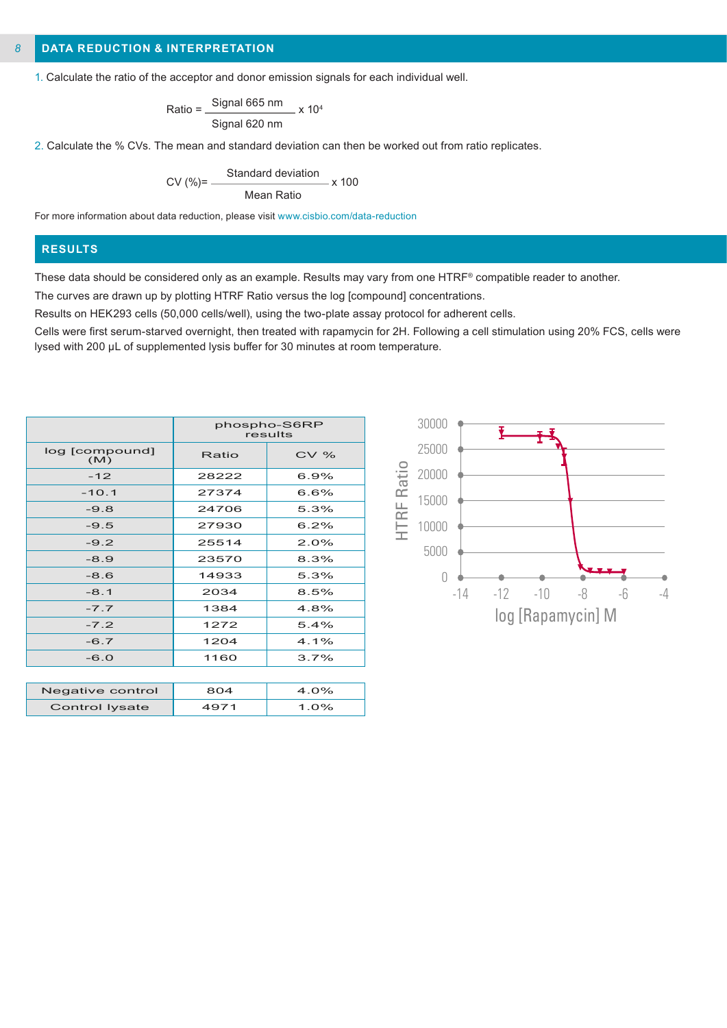## DATA REDUCTION & INTERPRETATION

1. Calculate the ratio of the acceptor and donor emission signals for each individual well.

$$\text{Ratio} = \frac{\text{Signal 665 nm}}{\text{Signal 620 nm}} \times 10^4$$

2. Calculate the % CVs. The mean and standard deviation can then be worked out from ratio replicates.

$$\text{CV (\%)} = \frac{\text{Standard deviation}}{\text{Mean Ratio}} \times 100$$

For more information about data reduction, please visit www.cisbio.com/data-reduction

## RESULTS

These data should be considered only as an example. Results may vary from one HTRF® compatible reader to another.

The curves are drawn up by plotting HTRF Ratio versus the log [compound] concentrations.

Results on HEK293 cells (50,000 cells/well), using the two-plate assay protocol for adherent cells.

Cells were first serum-starved overnight, then treated with rapamycin for 2H. Following a cell stimulation using 20% FCS, cells were lysed with 200 µL of supplemented lysis buffer for 30 minutes at room temperature.

| | phospho-S6RP results | |
|---|---|---|
| log [compound] (M) | Ratio | CV % |
| -12 | 28222 | 6.9% |
| -10.1 | 27374 | 6.6% |
| -9.8 | 24706 | 5.3% |
| -9.5 | 27930 | 6.2% |
| -9.2 | 25514 | 2.0% |
| -8.9 | 23570 | 8.3% |
| -8.6 | 14933 | 5.3% |
| -8.1 | 2034 | 8.5% |
| -7.7 | 1384 | 4.8% |
| -7.2 | 1272 | 5.4% |
| -6.7 | 1204 | 4.1% |
| -6.0 | 1160 | 3.7% |

| | | |
|---|---|---|
| Negative control | 804 | 4.0% |
| Control lysate | 4971 | 1.0% |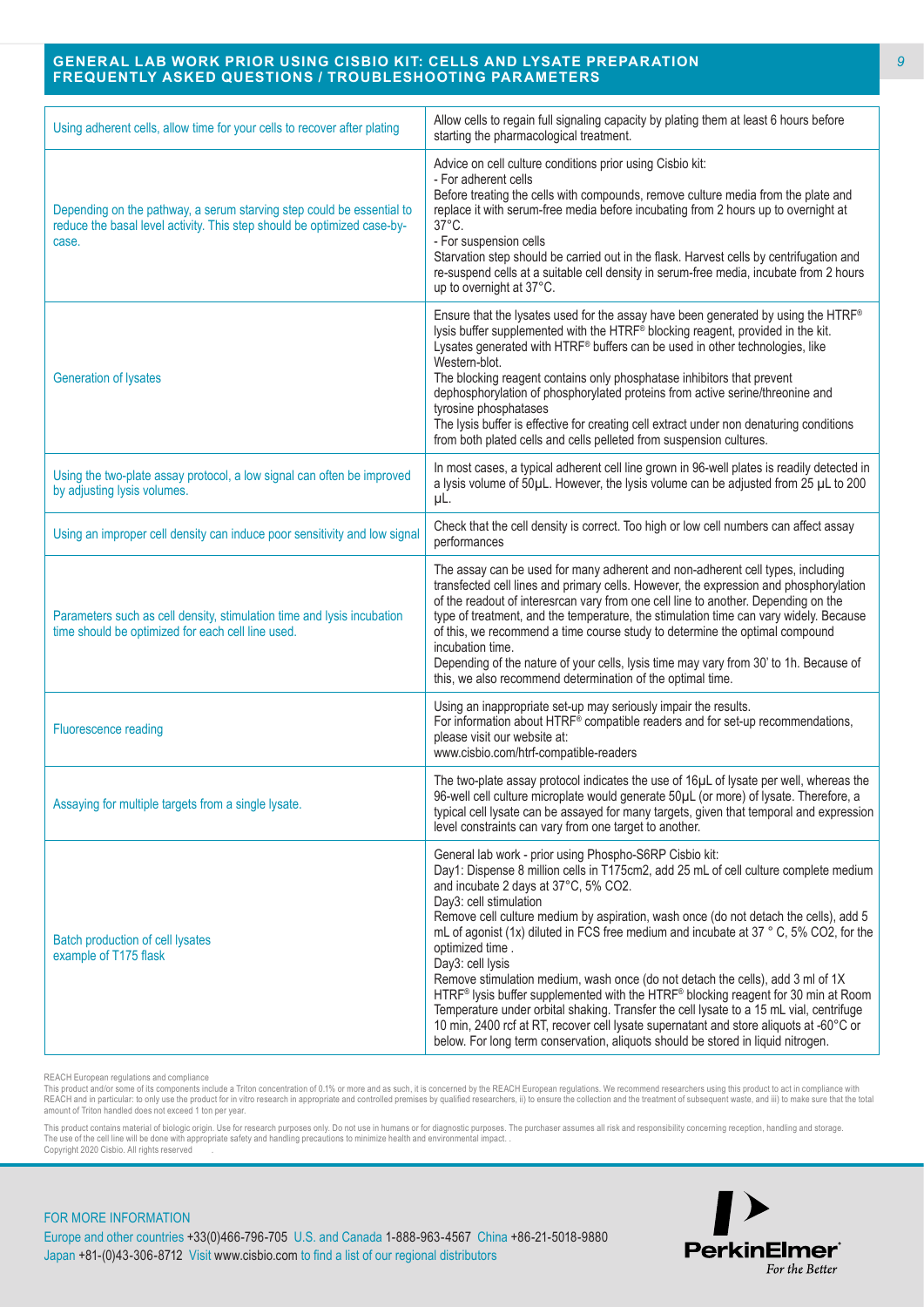## GENERAL LAB WORK PRIOR USING CISBIO KIT: CELLS AND LYSATE PREPARATION FREQUENTLY ASKED QUESTIONS / TROUBLESHOOTING PARAMETERS

| | |
|---|---|
| Using adherent cells, allow time for your cells to recover after plating | Allow cells to regain full signaling capacity by plating them at least 6 hours before starting the pharmacological treatment. |
| Depending on the pathway, a serum starving step could be essential to reduce the basal level activity. This step should be optimized case-by-case. | Advice on cell culture conditions prior using Cisbio kit:<br>- For adherent cells<br>Before treating the cells with compounds, remove culture media from the plate and replace it with serum-free media before incubating from 2 hours up to overnight at 37°C.<br>- For suspension cells<br>Starvation step should be carried out in the flask. Harvest cells by centrifugation and re-suspend cells at a suitable cell density in serum-free media, incubate from 2 hours up to overnight at 37°C. |
| Generation of lysates | Ensure that the lysates used for the assay have been generated by using the HTRF® lysis buffer supplemented with the HTRF® blocking reagent, provided in the kit. Lysates generated with HTRF® buffers can be used in other technologies, like Western-blot.<br>The blocking reagent contains only phosphatase inhibitors that prevent dephosphorylation of phosphorylated proteins from active serine/threonine and tyrosine phosphatases<br>The lysis buffer is effective for creating cell extract under non denaturing conditions from both plated cells and cells pelleted from suspension cultures. |
| Using the two-plate assay protocol, a low signal can often be improved by adjusting lysis volumes. | In most cases, a typical adherent cell line grown in 96-well plates is readily detected in a lysis volume of 50µL. However, the lysis volume can be adjusted from 25 µL to 200 µL. |
| Using an improper cell density can induce poor sensitivity and low signal | Check that the cell density is correct. Too high or low cell numbers can affect assay performances |
| Parameters such as cell density, stimulation time and lysis incubation time should be optimized for each cell line used. | The assay can be used for many adherent and non-adherent cell types, including transfected cell lines and primary cells. However, the expression and phosphorylation of the readout of interesrcan vary from one cell line to another. Depending on the type of treatment, and the temperature, the stimulation time can vary widely. Because of this, we recommend a time course study to determine the optimal compound incubation time.<br>Depending of the nature of your cells, lysis time may vary from 30' to 1h. Because of this, we also recommend determination of the optimal time. |
| Fluorescence reading | Using an inappropriate set-up may seriously impair the results.<br>For information about HTRF® compatible readers and for set-up recommendations, please visit our website at:<br>www.cisbio.com/htrf-compatible-readers |
| Assaying for multiple targets from a single lysate. | The two-plate assay protocol indicates the use of 16µL of lysate per well, whereas the 96-well cell culture microplate would generate 50µL (or more) of lysate. Therefore, a typical cell lysate can be assayed for many targets, given that temporal and expression level constraints can vary from one target to another. |
| Batch production of cell lysates<br>example of T175 flask | General lab work - prior using Phospho-S6RP Cisbio kit:<br>Day1: Dispense 8 million cells in T175cm2, add 25 mL of cell culture complete medium and incubate 2 days at 37°C, 5% $CO_2$.<br>Day3: cell stimulation<br>Remove cell culture medium by aspiration, wash once (do not detach the cells), add 5 mL of agonist (1x) diluted in FCS free medium and incubate at 37 ° C, 5% $CO_2$, for the optimized time .<br>Day3: cell lysis<br>Remove stimulation medium, wash once (do not detach the cells), add 3 ml of 1X HTRF® lysis buffer supplemented with the HTRF® blocking reagent for 30 min at Room Temperature under orbital shaking. Transfer the cell lysate to a 15 mL vial, centrifuge 10 min, 2400 rcf at RT, recover cell lysate supernatant and store aliquots at -60°C or below. For long term conservation, aliquots should be stored in liquid nitrogen. |

REACH European regulations and compliance
This product and/or some of its components include a Triton concentration of 0.1% or more and as such, it is concerned by the REACH European regulations. We recommend researchers using this product to act in compliance with REACH and in particular: to only use the product for in vitro research in appropriate and controlled premises by qualified researchers, ii) to ensure the collection and the treatment of subsequent waste, and iii) to make sure that the total amount of Triton handled does not exceed 1 ton per year.

This product contains material of biologic origin. Use for research purposes only. Do not use in humans or for diagnostic purposes. The purchaser assumes all risk and responsibility concerning reception, handling and storage. The use of the cell line will be done with appropriate safety and handling precautions to minimize health and environmental impact. .
Copyright 2020 Cisbio. All rights reserved

FOR MORE INFORMATION
Europe and other countries +33(0)466-796-705 U.S. and Canada 1-888-963-4567 China +86-21-5018-9880 Japan +81-(0)43-306-8712 Visit www.cisbio.com to find a list of our regional distributors

PerkinElmer® For the Better